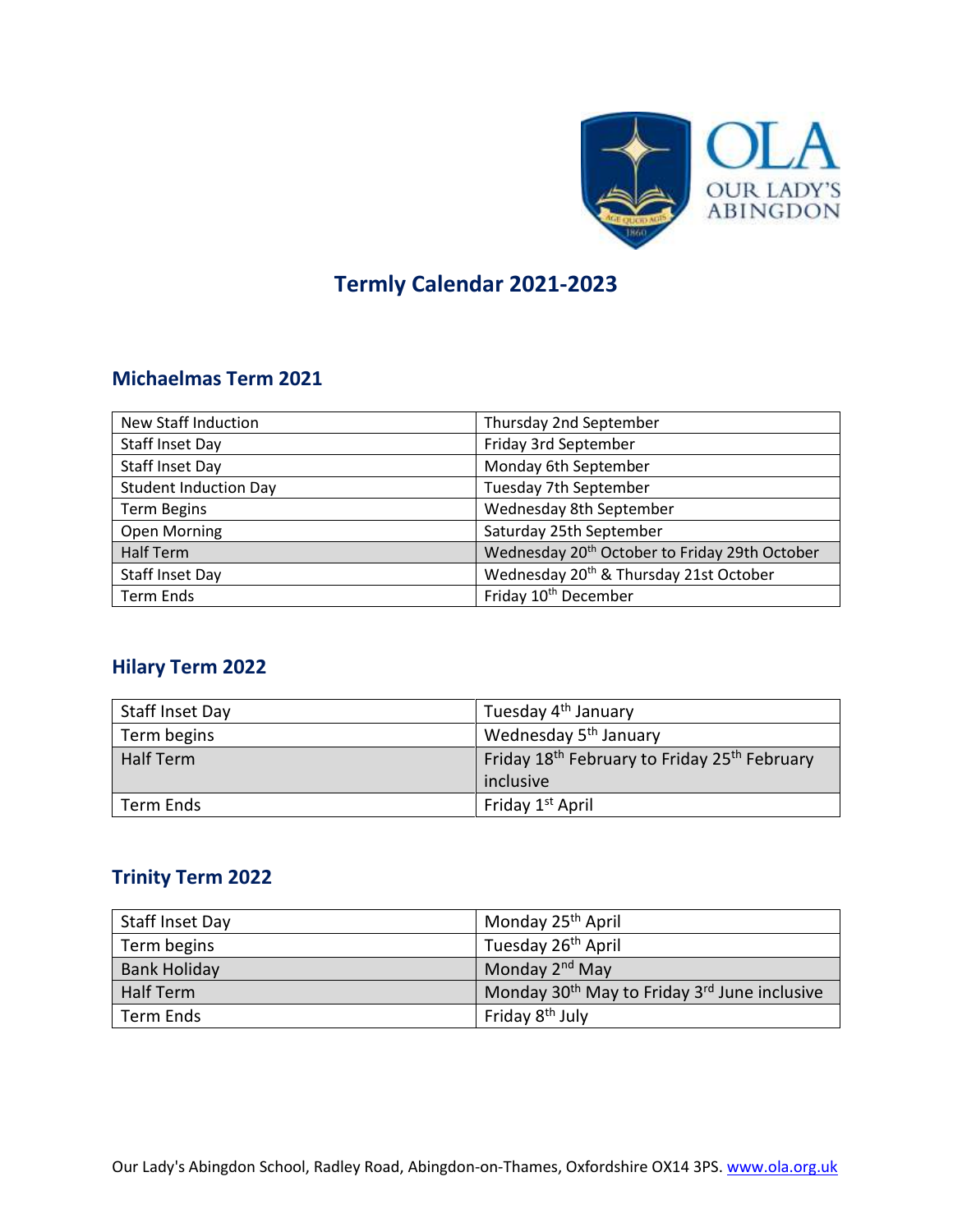OLA
OUR LADY'S
ABINGDON

# Termly Calendar 2021-2023

## Michaelmas Term 2021

| | |
|---|---|
| New Staff Induction | Thursday 2nd September |
| Staff Inset Day | Friday 3rd September |
| Staff Inset Day | Monday 6th September |
| Student Induction Day | Tuesday 7th September |
| Term Begins | Wednesday 8th September |
| Open Morning | Saturday 25th September |
| Half Term | Wednesday 20th October to Friday 29th October |
| Staff Inset Day | Wednesday 20th & Thursday 21st October |
| Term Ends | Friday 10th December |

## Hilary Term 2022

| | |
|---|---|
| Staff Inset Day | Tuesday 4th January |
| Term begins | Wednesday 5th January |
| Half Term | Friday 18th February to Friday 25th February inclusive |
| Term Ends | Friday 1st April |

## Trinity Term 2022

| | |
|---|---|
| Staff Inset Day | Monday 25th April |
| Term begins | Tuesday 26th April |
| Bank Holiday | Monday 2nd May |
| Half Term | Monday 30th May to Friday 3rd June inclusive |
| Term Ends | Friday 8th July |

Our Lady's Abingdon School, Radley Road, Abingdon-on-Thames, Oxfordshire OX14 3PS. www.ola.org.uk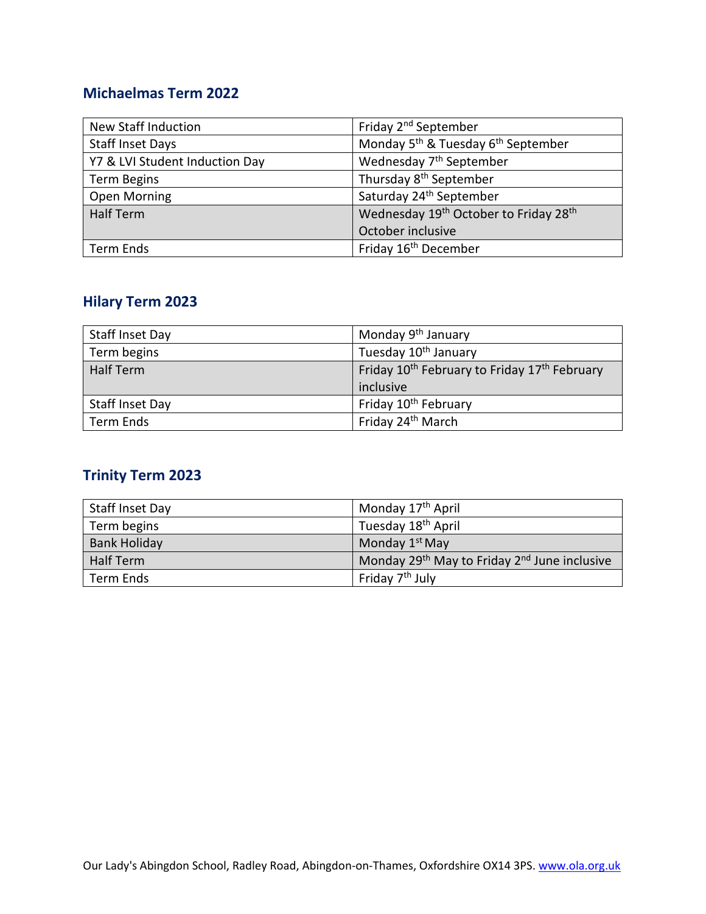## Michaelmas Term 2022

| | |
|---|---|
| New Staff Induction | Friday 2nd September |
| Staff Inset Days | Monday 5th & Tuesday 6th September |
| Y7 & LVI Student Induction Day | Wednesday 7th September |
| Term Begins | Thursday 8th September |
| Open Morning | Saturday 24th September |
| Half Term | Wednesday 19th October to Friday 28th October inclusive |
| Term Ends | Friday 16th December |

## Hilary Term 2023

| | |
|---|---|
| Staff Inset Day | Monday 9th January |
| Term begins | Tuesday 10th January |
| Half Term | Friday 10th February to Friday 17th February inclusive |
| Staff Inset Day | Friday 10th February |
| Term Ends | Friday 24th March |

## Trinity Term 2023

| | |
|---|---|
| Staff Inset Day | Monday 17th April |
| Term begins | Tuesday 18th April |
| Bank Holiday | Monday 1st May |
| Half Term | Monday 29th May to Friday 2nd June inclusive |
| Term Ends | Friday 7th July |

Our Lady's Abingdon School, Radley Road, Abingdon-on-Thames, Oxfordshire OX14 3PS. www.ola.org.uk